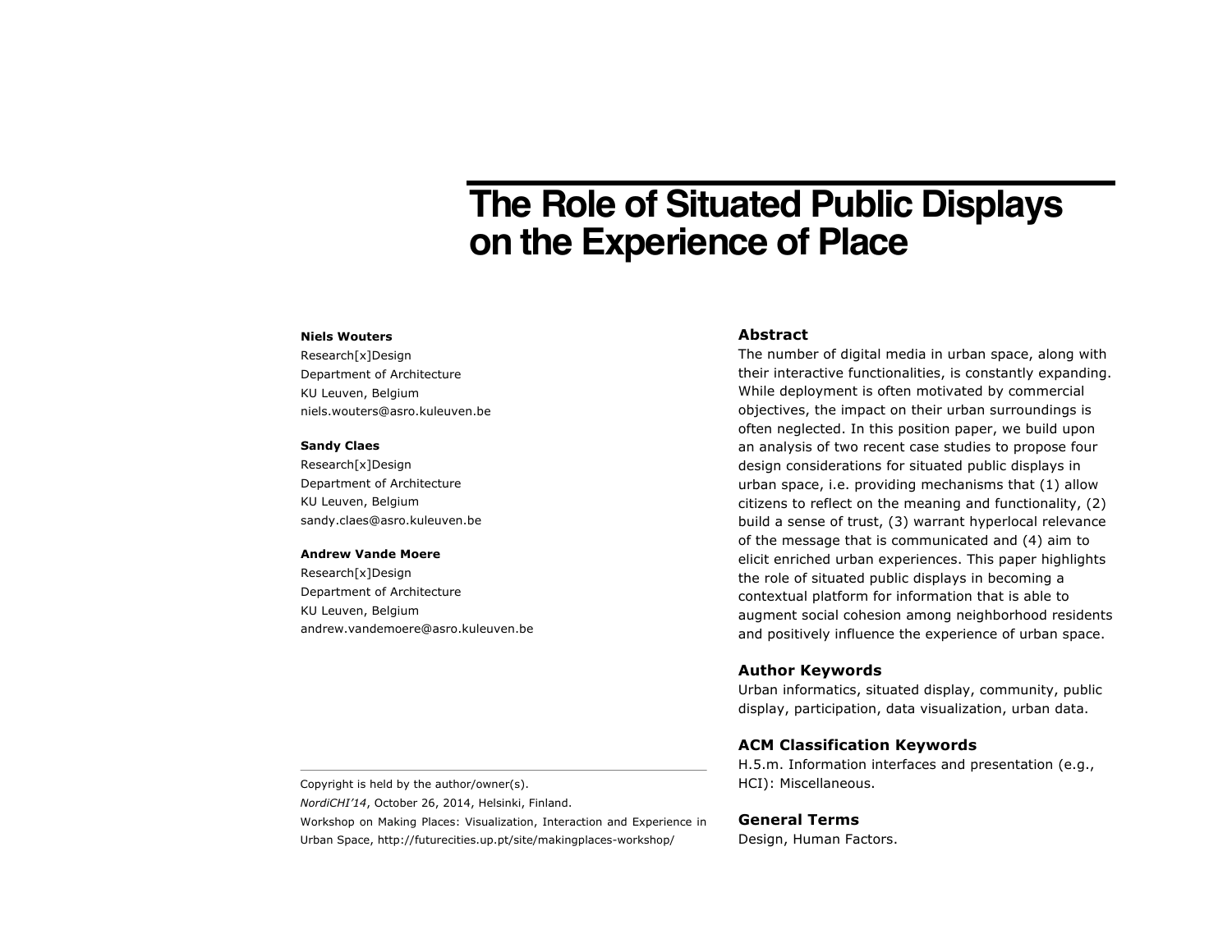# The Role of Situated Public Displays on the Experience of Place

**Niels Wouters**
Research[x]Design
Department of Architecture
KU Leuven, Belgium
niels.wouters@asro.kuleuven.be

**Sandy Claes**
Research[x]Design
Department of Architecture
KU Leuven, Belgium
sandy.claes@asro.kuleuven.be

**Andrew Vande Moere**
Research[x]Design
Department of Architecture
KU Leuven, Belgium
andrew.vandemoere@asro.kuleuven.be

Copyright is held by the author/owner(s).
*NordiCHI'14*, October 26, 2014, Helsinki, Finland.
Workshop on Making Places: Visualization, Interaction and Experience in Urban Space, http://futurecities.up.pt/site/makingplaces-workshop/

## Abstract

The number of digital media in urban space, along with their interactive functionalities, is constantly expanding. While deployment is often motivated by commercial objectives, the impact on their urban surroundings is often neglected. In this position paper, we build upon an analysis of two recent case studies to propose four design considerations for situated public displays in urban space, i.e. providing mechanisms that (1) allow citizens to reflect on the meaning and functionality, (2) build a sense of trust, (3) warrant hyperlocal relevance of the message that is communicated and (4) aim to elicit enriched urban experiences. This paper highlights the role of situated public displays in becoming a contextual platform for information that is able to augment social cohesion among neighborhood residents and positively influence the experience of urban space.

## Author Keywords

Urban informatics, situated display, community, public display, participation, data visualization, urban data.

## ACM Classification Keywords

H.5.m. Information interfaces and presentation (e.g., HCI): Miscellaneous.

## General Terms

Design, Human Factors.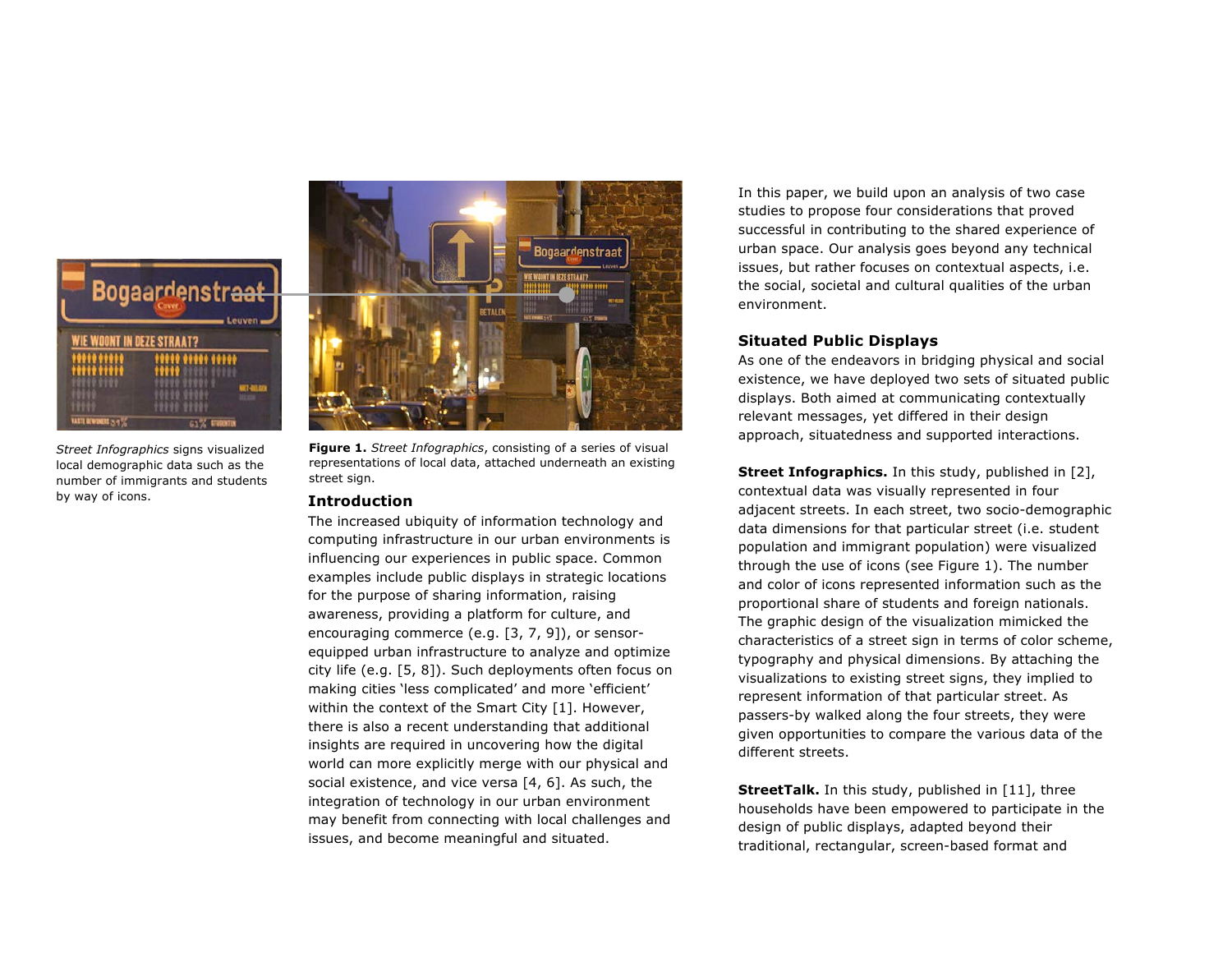*Street Infographics* signs visualized local demographic data such as the number of immigrants and students by way of icons.

**Figure 1.** *Street Infographics*, consisting of a series of visual representations of local data, attached underneath an existing street sign.

## Introduction

The increased ubiquity of information technology and computing infrastructure in our urban environments is influencing our experiences in public space. Common examples include public displays in strategic locations for the purpose of sharing information, raising awareness, providing a platform for culture, and encouraging commerce (e.g. [3, 7, 9]), or sensor-equipped urban infrastructure to analyze and optimize city life (e.g. [5, 8]). Such deployments often focus on making cities 'less complicated' and more 'efficient' within the context of the Smart City [1]. However, there is also a recent understanding that additional insights are required in uncovering how the digital world can more explicitly merge with our physical and social existence, and vice versa [4, 6]. As such, the integration of technology in our urban environment may benefit from connecting with local challenges and issues, and become meaningful and situated.

In this paper, we build upon an analysis of two case studies to propose four considerations that proved successful in contributing to the shared experience of urban space. Our analysis goes beyond any technical issues, but rather focuses on contextual aspects, i.e. the social, societal and cultural qualities of the urban environment.

## Situated Public Displays

As one of the endeavors in bridging physical and social existence, we have deployed two sets of situated public displays. Both aimed at communicating contextually relevant messages, yet differed in their design approach, situatedness and supported interactions.

**Street Infographics.** In this study, published in [2], contextual data was visually represented in four adjacent streets. In each street, two socio-demographic data dimensions for that particular street (i.e. student population and immigrant population) were visualized through the use of icons (see Figure 1). The number and color of icons represented information such as the proportional share of students and foreign nationals. The graphic design of the visualization mimicked the characteristics of a street sign in terms of color scheme, typography and physical dimensions. By attaching the visualizations to existing street signs, they implied to represent information of that particular street. As passers-by walked along the four streets, they were given opportunities to compare the various data of the different streets.

**StreetTalk.** In this study, published in [11], three households have been empowered to participate in the design of public displays, adapted beyond their traditional, rectangular, screen-based format and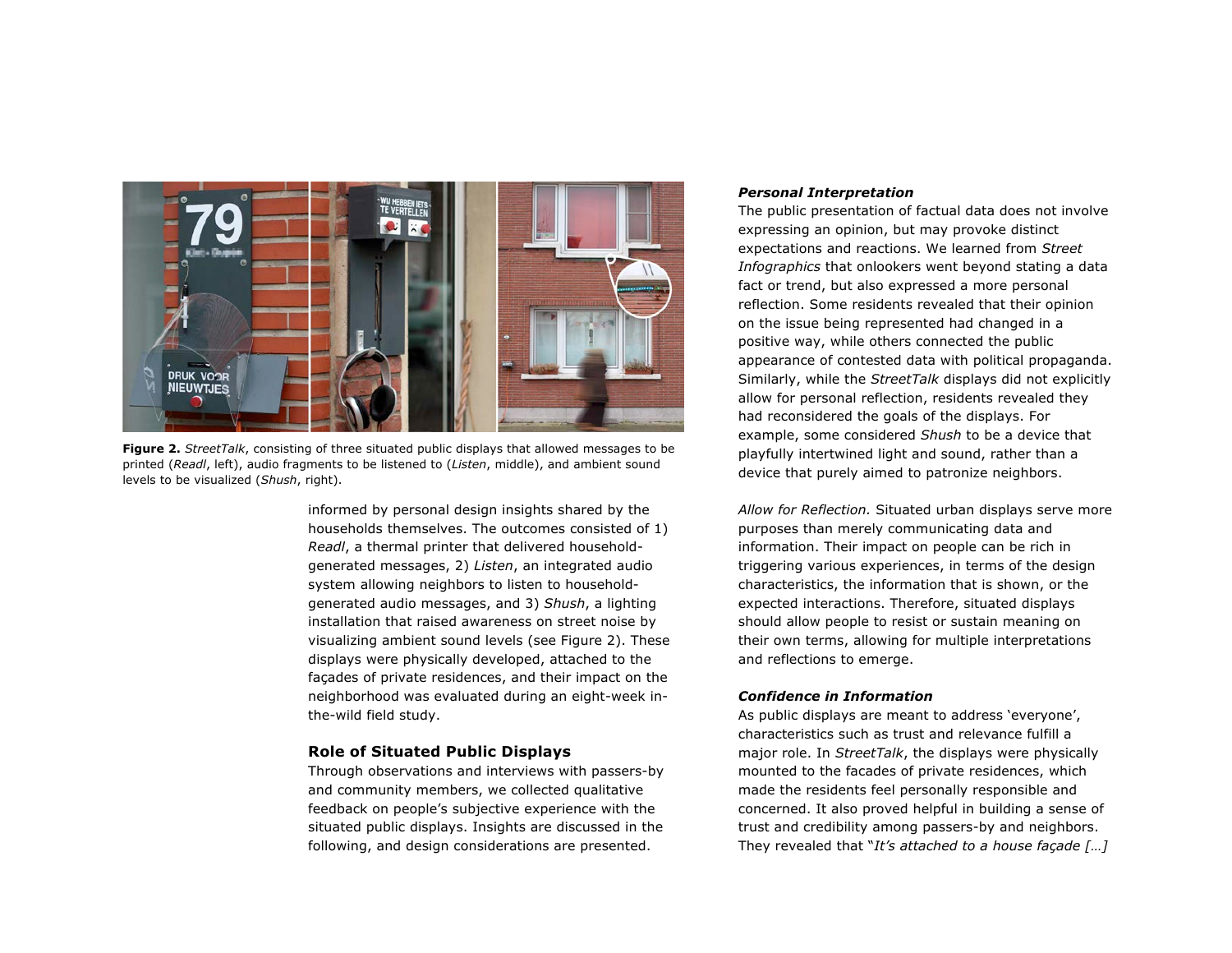**Figure 2.** *StreetTalk*, consisting of three situated public displays that allowed messages to be printed (*Readl*, left), audio fragments to be listened to (*Listen*, middle), and ambient sound levels to be visualized (*Shush*, right).

informed by personal design insights shared by the households themselves. The outcomes consisted of 1) *Readl*, a thermal printer that delivered household-generated messages, 2) *Listen*, an integrated audio system allowing neighbors to listen to household-generated audio messages, and 3) *Shush*, a lighting installation that raised awareness on street noise by visualizing ambient sound levels (see Figure 2). These displays were physically developed, attached to the façades of private residences, and their impact on the neighborhood was evaluated during an eight-week in-the-wild field study.

## Role of Situated Public Displays

Through observations and interviews with passers-by and community members, we collected qualitative feedback on people's subjective experience with the situated public displays. Insights are discussed in the following, and design considerations are presented.

### *Personal Interpretation*

The public presentation of factual data does not involve expressing an opinion, but may provoke distinct expectations and reactions. We learned from *Street Infographics* that onlookers went beyond stating a data fact or trend, but also expressed a more personal reflection. Some residents revealed that their opinion on the issue being represented had changed in a positive way, while others connected the public appearance of contested data with political propaganda. Similarly, while the *StreetTalk* displays did not explicitly allow for personal reflection, residents revealed they had reconsidered the goals of the displays. For example, some considered *Shush* to be a device that playfully intertwined light and sound, rather than a device that purely aimed to patronize neighbors.

*Allow for Reflection.* Situated urban displays serve more purposes than merely communicating data and information. Their impact on people can be rich in triggering various experiences, in terms of the design characteristics, the information that is shown, or the expected interactions. Therefore, situated displays should allow people to resist or sustain meaning on their own terms, allowing for multiple interpretations and reflections to emerge.

### *Confidence in Information*

As public displays are meant to address 'everyone', characteristics such as trust and relevance fulfill a major role. In *StreetTalk*, the displays were physically mounted to the facades of private residences, which made the residents feel personally responsible and concerned. It also proved helpful in building a sense of trust and credibility among passers-by and neighbors. They revealed that "*It's attached to a house façade […]*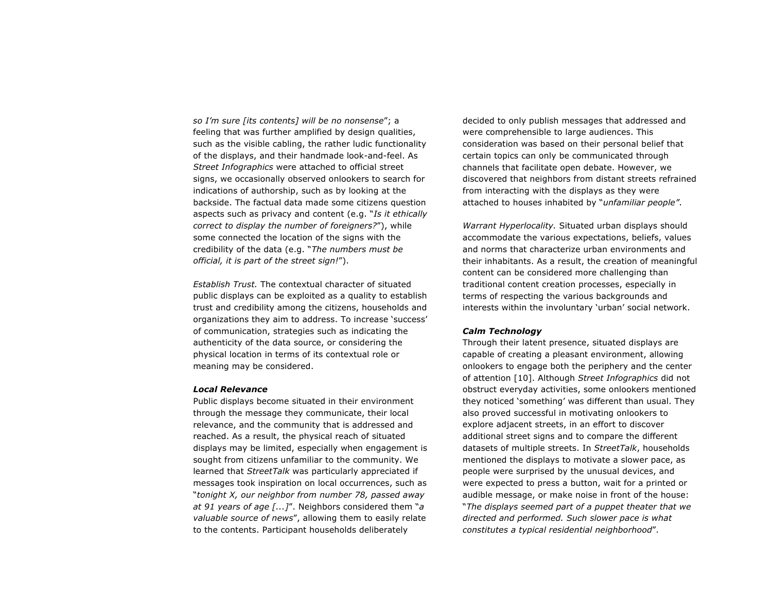so I'm sure [its contents] will be no nonsense*"; a feeling that was further amplified by design qualities, such as the visible cabling, the rather ludic functionality of the displays, and their handmade look-and-feel. As *Street Infographics* were attached to official street signs, we occasionally observed onlookers to search for indications of authorship, such as by looking at the backside. The factual data made some citizens question aspects such as privacy and content (e.g. "*Is it ethically correct to display the number of foreigners?*"), while some connected the location of the signs with the credibility of the data (e.g. "*The numbers must be official, it is part of the street sign!*").

*Establish Trust.* The contextual character of situated public displays can be exploited as a quality to establish trust and credibility among the citizens, households and organizations they aim to address. To increase 'success' of communication, strategies such as indicating the authenticity of the data source, or considering the physical location in terms of its contextual role or meaning may be considered.

***Local Relevance***
Public displays become situated in their environment through the message they communicate, their local relevance, and the community that is addressed and reached. As a result, the physical reach of situated displays may be limited, especially when engagement is sought from citizens unfamiliar to the community. We learned that *StreetTalk* was particularly appreciated if messages took inspiration on local occurrences, such as "*tonight X, our neighbor from number 78, passed away at 91 years of age [...]*". Neighbors considered them "*a valuable source of news*", allowing them to easily relate to the contents. Participant households deliberately decided to only publish messages that addressed and were comprehensible to large audiences. This consideration was based on their personal belief that certain topics can only be communicated through channels that facilitate open debate. However, we discovered that neighbors from distant streets refrained from interacting with the displays as they were attached to houses inhabited by "*unfamiliar people*".

*Warrant Hyperlocality.* Situated urban displays should accommodate the various expectations, beliefs, values and norms that characterize urban environments and their inhabitants. As a result, the creation of meaningful content can be considered more challenging than traditional content creation processes, especially in terms of respecting the various backgrounds and interests within the involuntary 'urban' social network.

***Calm Technology***
Through their latent presence, situated displays are capable of creating a pleasant environment, allowing onlookers to engage both the periphery and the center of attention [10]. Although *Street Infographics* did not obstruct everyday activities, some onlookers mentioned they noticed 'something' was different than usual. They also proved successful in motivating onlookers to explore adjacent streets, in an effort to discover additional street signs and to compare the different datasets of multiple streets. In *StreetTalk*, households mentioned the displays to motivate a slower pace, as people were surprised by the unusual devices, and were expected to press a button, wait for a printed or audible message, or make noise in front of the house: "*The displays seemed part of a puppet theater that we directed and performed. Such slower pace is what constitutes a typical residential neighborhood*".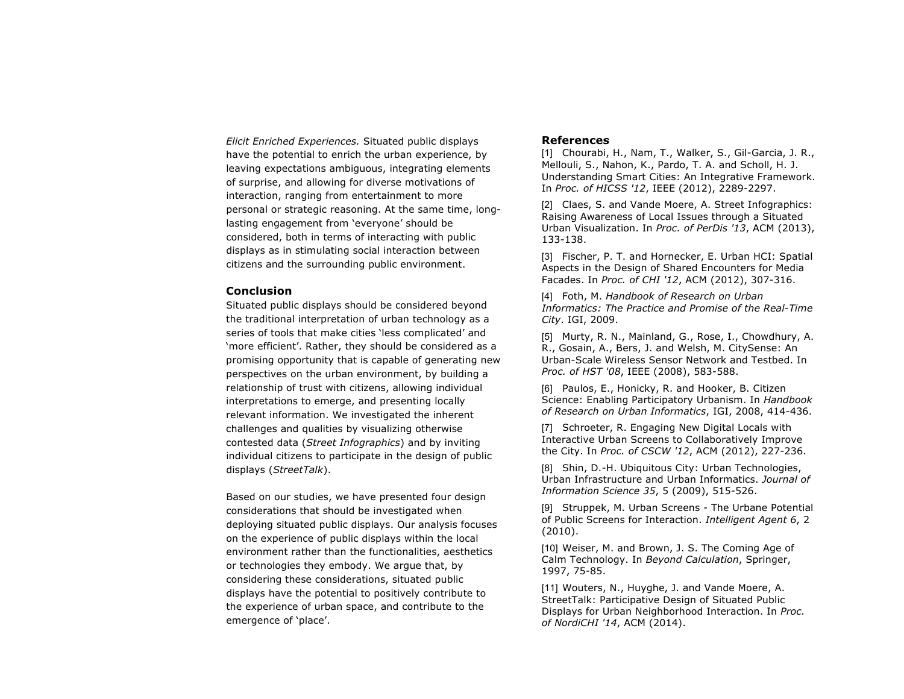*Elicit Enriched Experiences.* Situated public displays have the potential to enrich the urban experience, by leaving expectations ambiguous, integrating elements of surprise, and allowing for diverse motivations of interaction, ranging from entertainment to more personal or strategic reasoning. At the same time, long-lasting engagement from 'everyone' should be considered, both in terms of interacting with public displays as in stimulating social interaction between citizens and the surrounding public environment.

## Conclusion

Situated public displays should be considered beyond the traditional interpretation of urban technology as a series of tools that make cities 'less complicated' and 'more efficient'. Rather, they should be considered as a promising opportunity that is capable of generating new perspectives on the urban environment, by building a relationship of trust with citizens, allowing individual interpretations to emerge, and presenting locally relevant information. We investigated the inherent challenges and qualities by visualizing otherwise contested data (*Street Infographics*) and by inviting individual citizens to participate in the design of public displays (*StreetTalk*).

Based on our studies, we have presented four design considerations that should be investigated when deploying situated public displays. Our analysis focuses on the experience of public displays within the local environment rather than the functionalities, aesthetics or technologies they embody. We argue that, by considering these considerations, situated public displays have the potential to positively contribute to the experience of urban space, and contribute to the emergence of 'place'.

## References

[1] Chourabi, H., Nam, T., Walker, S., Gil-Garcia, J. R., Mellouli, S., Nahon, K., Pardo, T. A. and Scholl, H. J. Understanding Smart Cities: An Integrative Framework. In *Proc. of HICSS '12*, IEEE (2012), 2289-2297.

[2] Claes, S. and Vande Moere, A. Street Infographics: Raising Awareness of Local Issues through a Situated Urban Visualization. In *Proc. of PerDis '13*, ACM (2013), 133-138.

[3] Fischer, P. T. and Hornecker, E. Urban HCI: Spatial Aspects in the Design of Shared Encounters for Media Facades. In *Proc. of CHI '12*, ACM (2012), 307-316.

[4] Foth, M. *Handbook of Research on Urban Informatics: The Practice and Promise of the Real-Time City*. IGI, 2009.

[5] Murty, R. N., Mainland, G., Rose, I., Chowdhury, A. R., Gosain, A., Bers, J. and Welsh, M. CitySense: An Urban-Scale Wireless Sensor Network and Testbed. In *Proc. of HST '08*, IEEE (2008), 583-588.

[6] Paulos, E., Honicky, R. and Hooker, B. Citizen Science: Enabling Participatory Urbanism. In *Handbook of Research on Urban Informatics*, IGI, 2008, 414-436.

[7] Schroeter, R. Engaging New Digital Locals with Interactive Urban Screens to Collaboratively Improve the City. In *Proc. of CSCW '12*, ACM (2012), 227-236.

[8] Shin, D.-H. Ubiquitous City: Urban Technologies, Urban Infrastructure and Urban Informatics. *Journal of Information Science 35*, 5 (2009), 515-526.

[9] Struppek, M. Urban Screens - The Urbane Potential of Public Screens for Interaction. *Intelligent Agent 6*, 2 (2010).

[10] Weiser, M. and Brown, J. S. The Coming Age of Calm Technology. In *Beyond Calculation*, Springer, 1997, 75-85.

[11] Wouters, N., Huyghe, J. and Vande Moere, A. StreetTalk: Participative Design of Situated Public Displays for Urban Neighborhood Interaction. In *Proc. of NordiCHI '14*, ACM (2014).